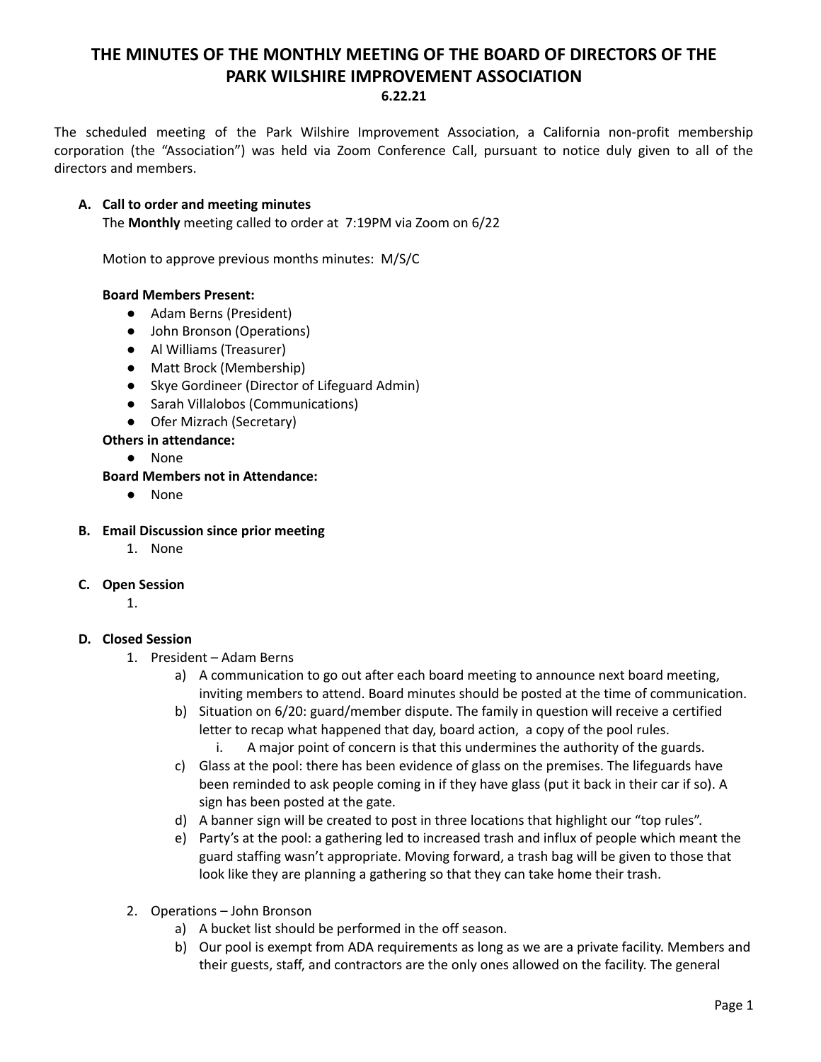# THE MINUTES OF THE MONTHLY MEETING OF THE BOARD OF DIRECTORS OF THE PARK WILSHIRE IMPROVEMENT ASSOCIATION

**6.22.21**

The scheduled meeting of the Park Wilshire Improvement Association, a California non-profit membership corporation (the "Association") was held via Zoom Conference Call, pursuant to notice duly given to all of the directors and members.

**A. Call to order and meeting minutes**

The **Monthly** meeting called to order at 7:19PM via Zoom on 6/22

Motion to approve previous months minutes: M/S/C

**Board Members Present:**

- Adam Berns (President)
- John Bronson (Operations)
- Al Williams (Treasurer)
- Matt Brock (Membership)
- Skye Gordineer (Director of Lifeguard Admin)
- Sarah Villalobos (Communications)
- Ofer Mizrach (Secretary)

**Others in attendance:**

- None

**Board Members not in Attendance:**

- None

**B. Email Discussion since prior meeting**

1. None

**C. Open Session**

1.

**D. Closed Session**

1. President – Adam Berns
   a) A communication to go out after each board meeting to announce next board meeting, inviting members to attend. Board minutes should be posted at the time of communication.
   b) Situation on 6/20: guard/member dispute. The family in question will receive a certified letter to recap what happened that day, board action, a copy of the pool rules.
      i. A major point of concern is that this undermines the authority of the guards.
   c) Glass at the pool: there has been evidence of glass on the premises. The lifeguards have been reminded to ask people coming in if they have glass (put it back in their car if so). A sign has been posted at the gate.
   d) A banner sign will be created to post in three locations that highlight our "top rules".
   e) Party's at the pool: a gathering led to increased trash and influx of people which meant the guard staffing wasn't appropriate. Moving forward, a trash bag will be given to those that look like they are planning a gathering so that they can take home their trash.

2. Operations – John Bronson
   a) A bucket list should be performed in the off season.
   b) Our pool is exempt from ADA requirements as long as we are a private facility. Members and their guests, staff, and contractors are the only ones allowed on the facility. The general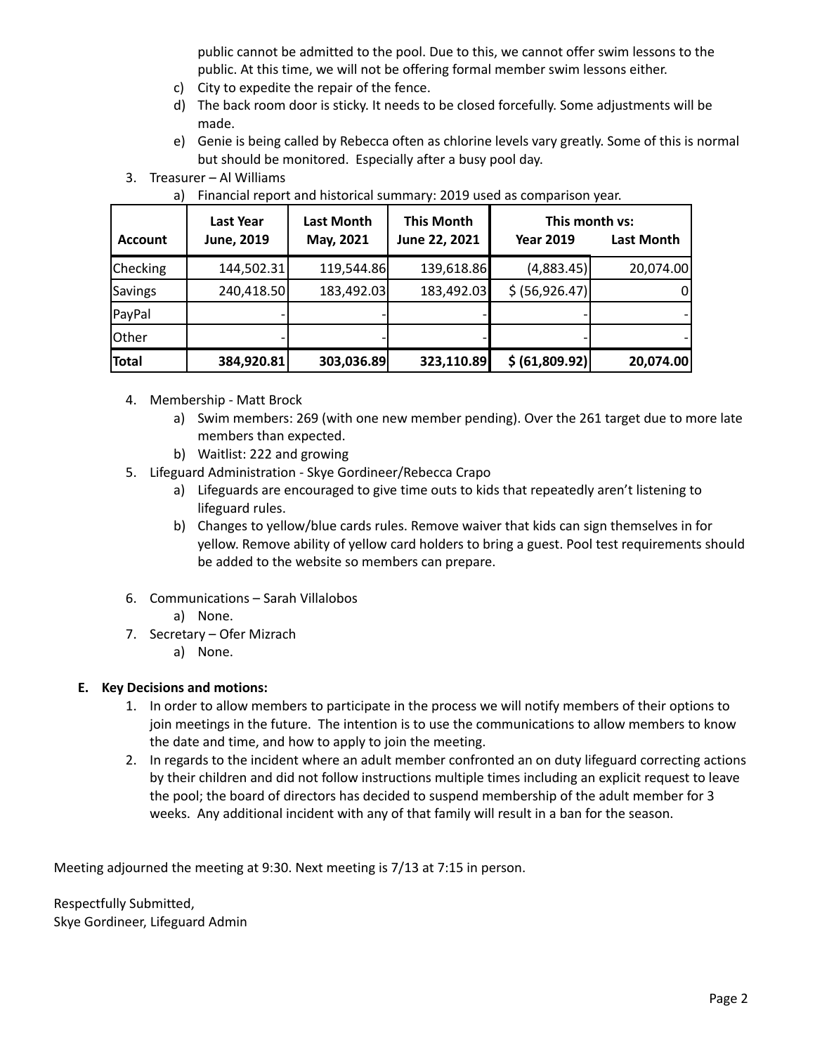public cannot be admitted to the pool. Due to this, we cannot offer swim lessons to the public. At this time, we will not be offering formal member swim lessons either.

c) City to expedite the repair of the fence.

d) The back room door is sticky. It needs to be closed forcefully. Some adjustments will be made.

e) Genie is being called by Rebecca often as chlorine levels vary greatly. Some of this is normal but should be monitored. Especially after a busy pool day.

3. Treasurer – Al Williams

a) Financial report and historical summary: 2019 used as comparison year.

| Account | Last Year June, 2019 | Last Month May, 2021 | This Month June 22, 2021 | This month vs: Year 2019 | Last Month |
|---|---|---|---|---|---|
| Checking | 144,502.31 | 119,544.86 | 139,618.86 | (4,883.45) | 20,074.00 |
| Savings | 240,418.50 | 183,492.03 | 183,492.03 | $ (56,926.47) | 0 |
| PayPal | - | - | - | - | - |
| Other | - | - | - | - | - |
| **Total** | **384,920.81** | **303,036.89** | **323,110.89** | **$ (61,809.92)** | **20,074.00** |

4. Membership - Matt Brock

a) Swim members: 269 (with one new member pending). Over the 261 target due to more late members than expected.

b) Waitlist: 222 and growing

5. Lifeguard Administration - Skye Gordineer/Rebecca Crapo

a) Lifeguards are encouraged to give time outs to kids that repeatedly aren't listening to lifeguard rules.

b) Changes to yellow/blue cards rules. Remove waiver that kids can sign themselves in for yellow. Remove ability of yellow card holders to bring a guest. Pool test requirements should be added to the website so members can prepare.

6. Communications – Sarah Villalobos

a) None.

7. Secretary – Ofer Mizrach

a) None.

**E. Key Decisions and motions:**

1. In order to allow members to participate in the process we will notify members of their options to join meetings in the future. The intention is to use the communications to allow members to know the date and time, and how to apply to join the meeting.
2. In regards to the incident where an adult member confronted an on duty lifeguard correcting actions by their children and did not follow instructions multiple times including an explicit request to leave the pool; the board of directors has decided to suspend membership of the adult member for 3 weeks. Any additional incident with any of that family will result in a ban for the season.

Meeting adjourned the meeting at 9:30. Next meeting is 7/13 at 7:15 in person.

Respectfully Submitted,
Skye Gordineer, Lifeguard Admin